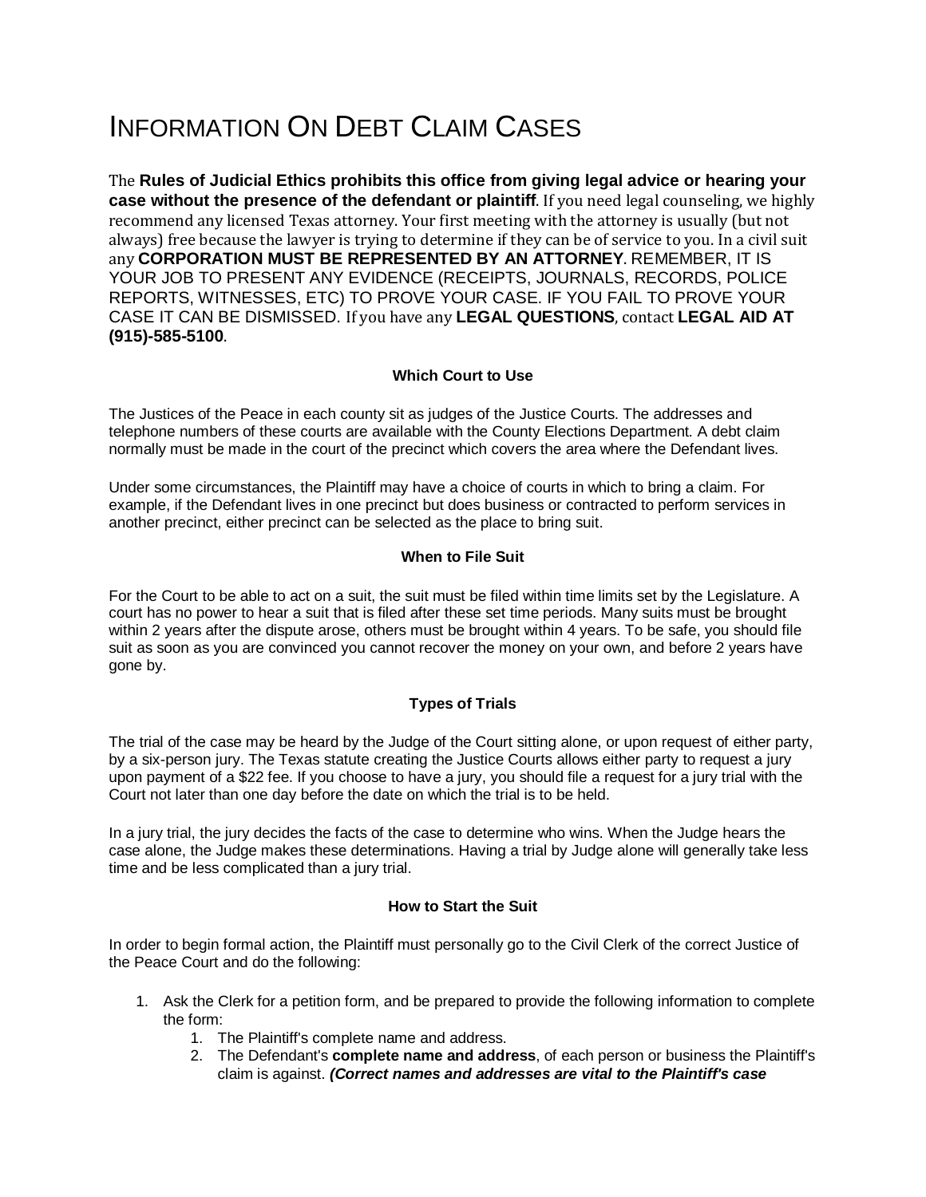# Information On Debt Claim Cases

The **Rules of Judicial Ethics prohibits this office from giving legal advice or hearing your case without the presence of the defendant or plaintiff**. If you need legal counseling, we highly recommend any licensed Texas attorney. Your first meeting with the attorney is usually (but not always) free because the lawyer is trying to determine if they can be of service to you. In a civil suit any **CORPORATION MUST BE REPRESENTED BY AN ATTORNEY**. REMEMBER, IT IS YOUR JOB TO PRESENT ANY EVIDENCE (RECEIPTS, JOURNALS, RECORDS, POLICE REPORTS, WITNESSES, ETC) TO PROVE YOUR CASE. IF YOU FAIL TO PROVE YOUR CASE IT CAN BE DISMISSED. If you have any **LEGAL QUESTIONS**, contact **LEGAL AID AT (915)-585-5100**.

### Which Court to Use

The Justices of the Peace in each county sit as judges of the Justice Courts. The addresses and telephone numbers of these courts are available with the County Elections Department. A debt claim normally must be made in the court of the precinct which covers the area where the Defendant lives.

Under some circumstances, the Plaintiff may have a choice of courts in which to bring a claim. For example, if the Defendant lives in one precinct but does business or contracted to perform services in another precinct, either precinct can be selected as the place to bring suit.

### When to File Suit

For the Court to be able to act on a suit, the suit must be filed within time limits set by the Legislature. A court has no power to hear a suit that is filed after these set time periods. Many suits must be brought within 2 years after the dispute arose, others must be brought within 4 years. To be safe, you should file suit as soon as you are convinced you cannot recover the money on your own, and before 2 years have gone by.

### Types of Trials

The trial of the case may be heard by the Judge of the Court sitting alone, or upon request of either party, by a six-person jury. The Texas statute creating the Justice Courts allows either party to request a jury upon payment of a $22 fee. If you choose to have a jury, you should file a request for a jury trial with the Court not later than one day before the date on which the trial is to be held.

In a jury trial, the jury decides the facts of the case to determine who wins. When the Judge hears the case alone, the Judge makes these determinations. Having a trial by Judge alone will generally take less time and be less complicated than a jury trial.

### How to Start the Suit

In order to begin formal action, the Plaintiff must personally go to the Civil Clerk of the correct Justice of the Peace Court and do the following:

1. Ask the Clerk for a petition form, and be prepared to provide the following information to complete the form:
   1. The Plaintiff's complete name and address.
   2. The Defendant's **complete name and address**, of each person or business the Plaintiff's claim is against. ***(Correct names and addresses are vital to the Plaintiff's case***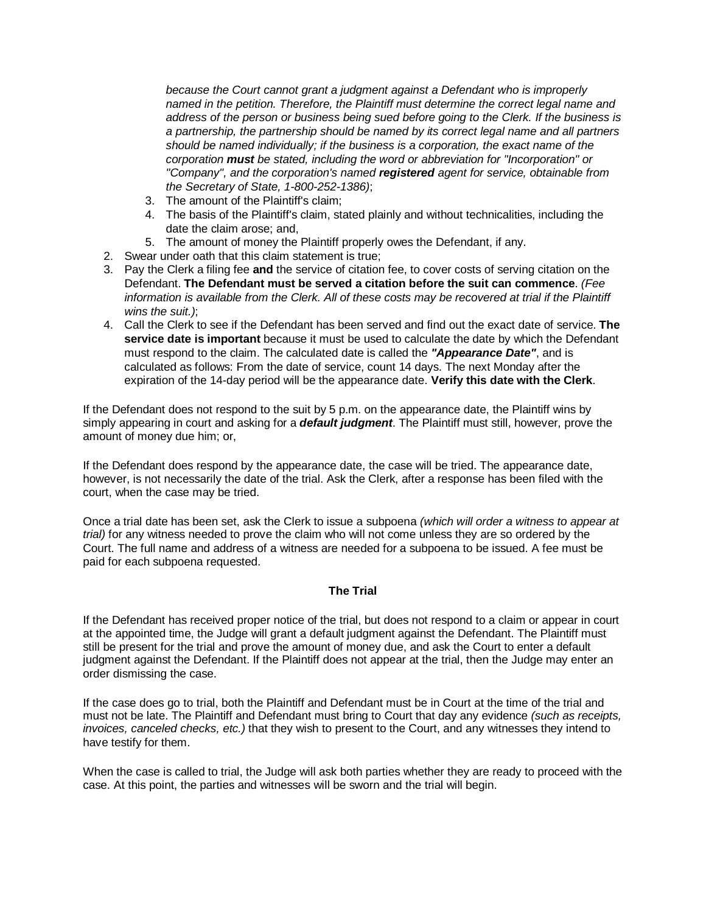*because the Court cannot grant a judgment against a Defendant who is improperly named in the petition. Therefore, the Plaintiff must determine the correct legal name and address of the person or business being sued before going to the Clerk. If the business is a partnership, the partnership should be named by its correct legal name and all partners should be named individually; if the business is a corporation, the exact name of the corporation **must** be stated, including the word or abbreviation for "Incorporation" or "Company", and the corporation's named **registered** agent for service, obtainable from the Secretary of State, 1-800-252-1386)*;

    3. The amount of the Plaintiff's claim;
    4. The basis of the Plaintiff's claim, stated plainly and without technicalities, including the date the claim arose; and,
    5. The amount of money the Plaintiff properly owes the Defendant, if any.

2. Swear under oath that this claim statement is true;
3. Pay the Clerk a filing fee **and** the service of citation fee, to cover costs of serving citation on the Defendant. **The Defendant must be served a citation before the suit can commence**. *(Fee information is available from the Clerk. All of these costs may be recovered at trial if the Plaintiff wins the suit.)*;
4. Call the Clerk to see if the Defendant has been served and find out the exact date of service. **The service date is important** because it must be used to calculate the date by which the Defendant must respond to the claim. The calculated date is called the ***"Appearance Date"***, and is calculated as follows: From the date of service, count 14 days. The next Monday after the expiration of the 14-day period will be the appearance date. **Verify this date with the Clerk**.

If the Defendant does not respond to the suit by 5 p.m. on the appearance date, the Plaintiff wins by simply appearing in court and asking for a ***default judgment***. The Plaintiff must still, however, prove the amount of money due him; or,

If the Defendant does respond by the appearance date, the case will be tried. The appearance date, however, is not necessarily the date of the trial. Ask the Clerk, after a response has been filed with the court, when the case may be tried.

Once a trial date has been set, ask the Clerk to issue a subpoena *(which will order a witness to appear at trial)* for any witness needed to prove the claim who will not come unless they are so ordered by the Court. The full name and address of a witness are needed for a subpoena to be issued. A fee must be paid for each subpoena requested.

**The Trial**

If the Defendant has received proper notice of the trial, but does not respond to a claim or appear in court at the appointed time, the Judge will grant a default judgment against the Defendant. The Plaintiff must still be present for the trial and prove the amount of money due, and ask the Court to enter a default judgment against the Defendant. If the Plaintiff does not appear at the trial, then the Judge may enter an order dismissing the case.

If the case does go to trial, both the Plaintiff and Defendant must be in Court at the time of the trial and must not be late. The Plaintiff and Defendant must bring to Court that day any evidence *(such as receipts, invoices, canceled checks, etc.)* that they wish to present to the Court, and any witnesses they intend to have testify for them.

When the case is called to trial, the Judge will ask both parties whether they are ready to proceed with the case. At this point, the parties and witnesses will be sworn and the trial will begin.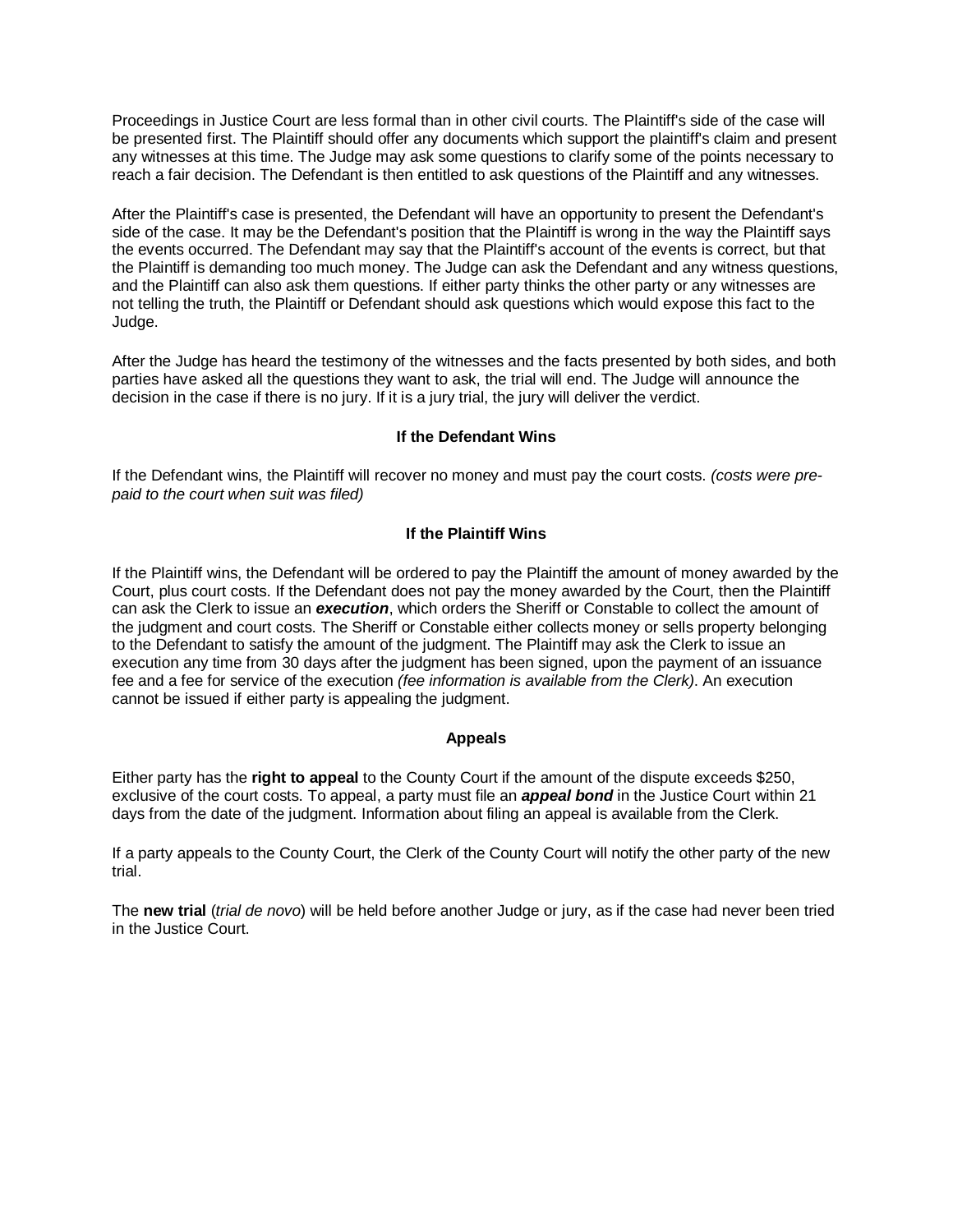Proceedings in Justice Court are less formal than in other civil courts. The Plaintiff's side of the case will be presented first. The Plaintiff should offer any documents which support the plaintiff's claim and present any witnesses at this time. The Judge may ask some questions to clarify some of the points necessary to reach a fair decision. The Defendant is then entitled to ask questions of the Plaintiff and any witnesses.

After the Plaintiff's case is presented, the Defendant will have an opportunity to present the Defendant's side of the case. It may be the Defendant's position that the Plaintiff is wrong in the way the Plaintiff says the events occurred. The Defendant may say that the Plaintiff's account of the events is correct, but that the Plaintiff is demanding too much money. The Judge can ask the Defendant and any witness questions, and the Plaintiff can also ask them questions. If either party thinks the other party or any witnesses are not telling the truth, the Plaintiff or Defendant should ask questions which would expose this fact to the Judge.

After the Judge has heard the testimony of the witnesses and the facts presented by both sides, and both parties have asked all the questions they want to ask, the trial will end. The Judge will announce the decision in the case if there is no jury. If it is a jury trial, the jury will deliver the verdict.

### If the Defendant Wins

If the Defendant wins, the Plaintiff will recover no money and must pay the court costs. *(costs were pre-paid to the court when suit was filed)*

### If the Plaintiff Wins

If the Plaintiff wins, the Defendant will be ordered to pay the Plaintiff the amount of money awarded by the Court, plus court costs. If the Defendant does not pay the money awarded by the Court, then the Plaintiff can ask the Clerk to issue an ***execution***, which orders the Sheriff or Constable to collect the amount of the judgment and court costs. The Sheriff or Constable either collects money or sells property belonging to the Defendant to satisfy the amount of the judgment. The Plaintiff may ask the Clerk to issue an execution any time from 30 days after the judgment has been signed, upon the payment of an issuance fee and a fee for service of the execution *(fee information is available from the Clerk)*. An execution cannot be issued if either party is appealing the judgment.

### Appeals

Either party has the **right to appeal** to the County Court if the amount of the dispute exceeds $250, exclusive of the court costs. To appeal, a party must file an ***appeal bond*** in the Justice Court within 21 days from the date of the judgment. Information about filing an appeal is available from the Clerk.

If a party appeals to the County Court, the Clerk of the County Court will notify the other party of the new trial.

The **new trial** (*trial de novo*) will be held before another Judge or jury, as if the case had never been tried in the Justice Court.